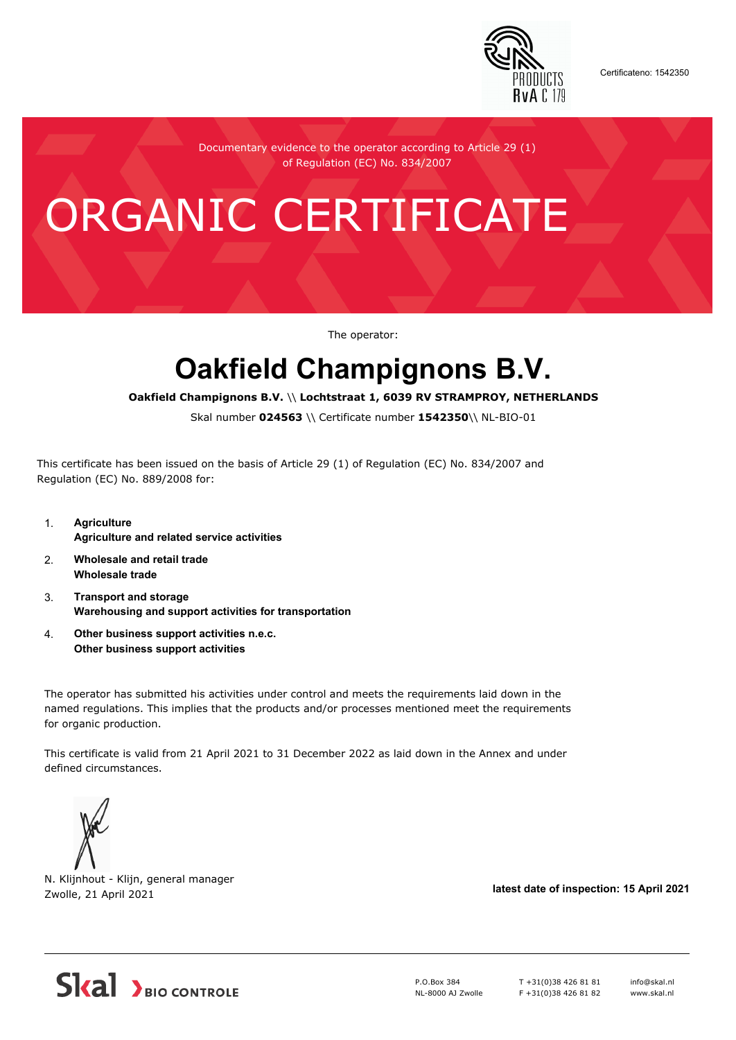Certificateno: 1542350

Documentary evidence to the operator according to Article 29 (1) of Regulation (EC) No. 834/2007

# ORGANIC CERTIFICATE

The operator:

## Oakfield Champignons B.V.

**Oakfield Champignons B.V.** \\ **Lochtstraat 1, 6039 RV STRAMPROY, NETHERLANDS**

Skal number **024563** \\ Certificate number **1542350**\\ NL-BIO-01

This certificate has been issued on the basis of Article 29 (1) of Regulation (EC) No. 834/2007 and Regulation (EC) No. 889/2008 for:

1. **Agriculture**
   **Agriculture and related service activities**
2. **Wholesale and retail trade**
   **Wholesale trade**
3. **Transport and storage**
   **Warehousing and support activities for transportation**
4. **Other business support activities n.e.c.**
   **Other business support activities**

The operator has submitted his activities under control and meets the requirements laid down in the named regulations. This implies that the products and/or processes mentioned meet the requirements for organic production.

This certificate is valid from 21 April 2021 to 31 December 2022 as laid down in the Annex and under defined circumstances.

N. Klijnhout - Klijn, general manager
Zwolle, 21 April 2021

**latest date of inspection: 15 April 2021**

Skal BIO CONTROLE

P.O.Box 384
NL-8000 AJ Zwolle

T +31(0)38 426 81 81
F +31(0)38 426 81 82

info@skal.nl
www.skal.nl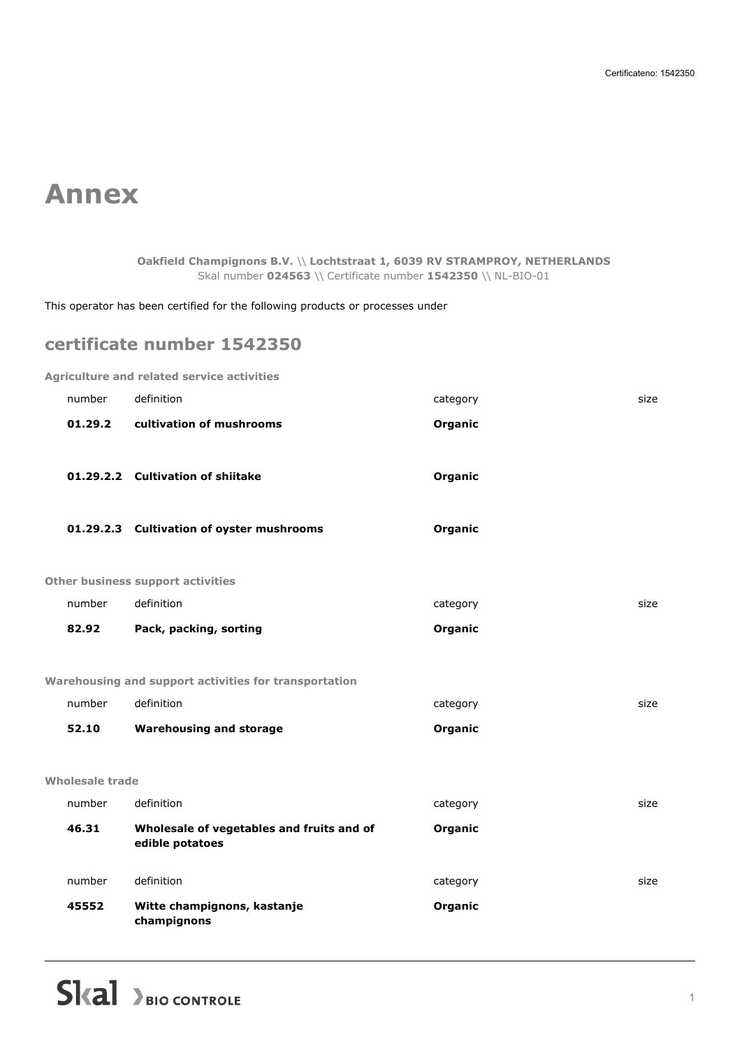# Annex

**Oakfield Champignons B.V.** \\ **Lochtstraat 1, 6039 RV STRAMPROY, NETHERLANDS**
Skal number **024563** \\ Certificate number **1542350** \\ NL-BIO-01

This operator has been certified for the following products or processes under

## certificate number 1542350

**Agriculture and related service activities**

| number | definition | category | size |
|---|---|---|---|
| **01.29.2** | **cultivation of mushrooms** | **Organic** | |
| **01.29.2.2** | **Cultivation of shiitake** | **Organic** | |
| **01.29.2.3** | **Cultivation of oyster mushrooms** | **Organic** | |

**Other business support activities**

| number | definition | category | size |
|---|---|---|---|
| **82.92** | **Pack, packing, sorting** | **Organic** | |

**Warehousing and support activities for transportation**

| number | definition | category | size |
|---|---|---|---|
| **52.10** | **Warehousing and storage** | **Organic** | |

**Wholesale trade**

| number | definition | category | size |
|---|---|---|---|
| **46.31** | **Wholesale of vegetables and fruits and of edible potatoes** | **Organic** | |

| number | definition | category | size |
|---|---|---|---|
| **45552** | **Witte champignons, kastanje champignons** | **Organic** | |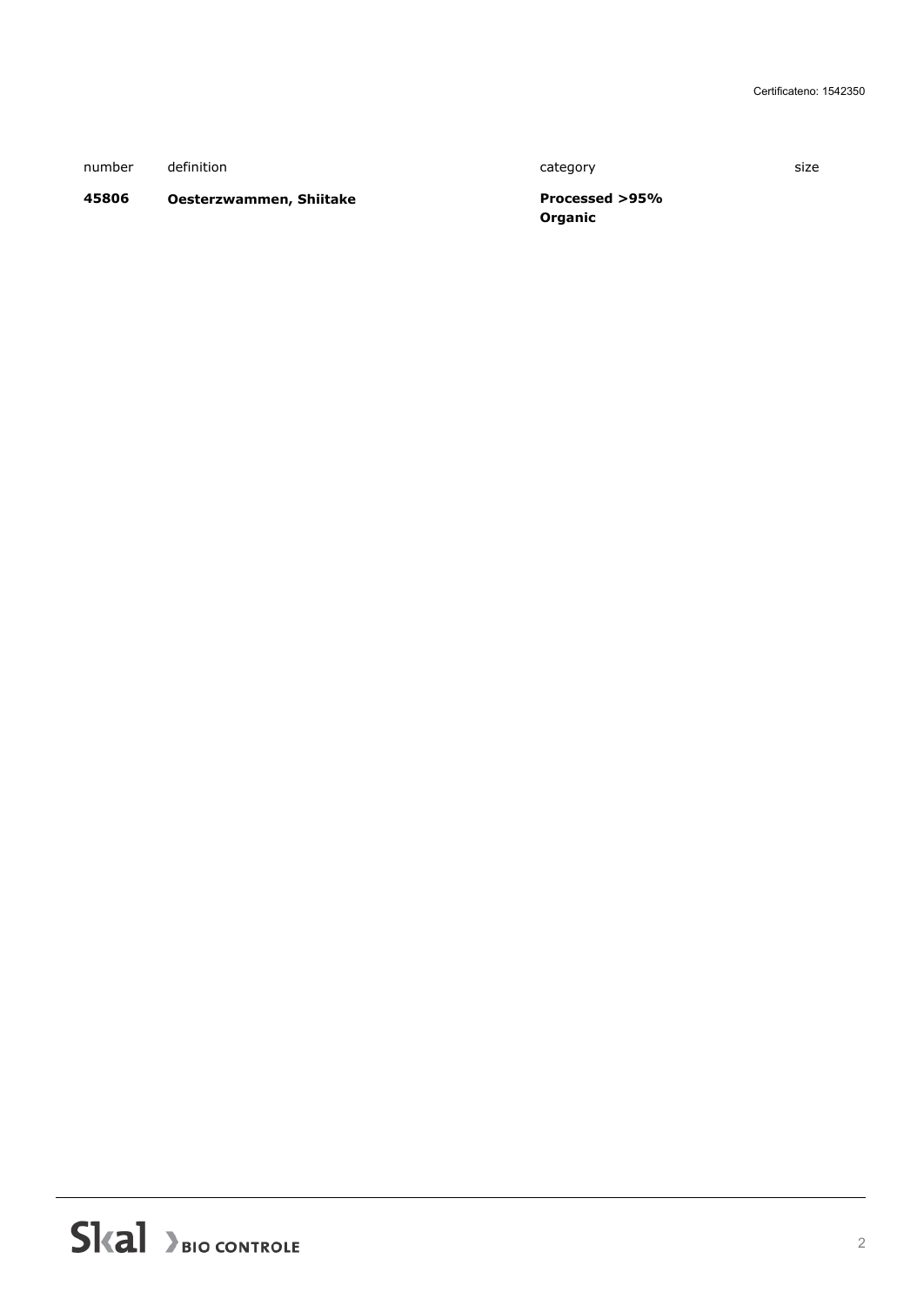Certificateno: 1542350

| number | definition | category | size |
| --- | --- | --- | --- |
| **45806** | **Oesterzwammen, Shiitake** | **Processed >95% Organic** | |

Skal BIO CONTROLE